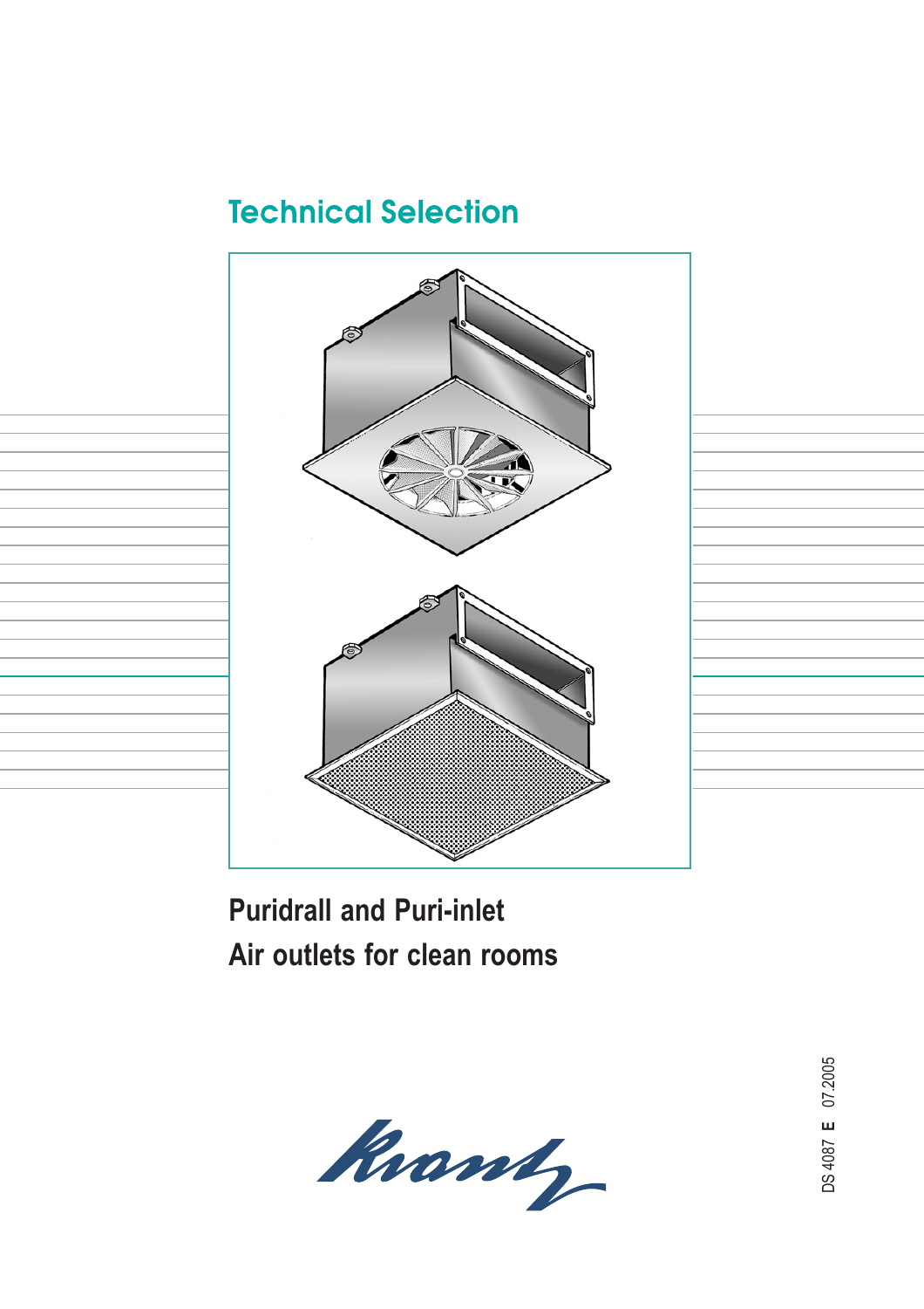# Technical Selection

## Puridrall and Puri-inlet
## Air outlets for clean rooms

DS 4087 **E** 07.2005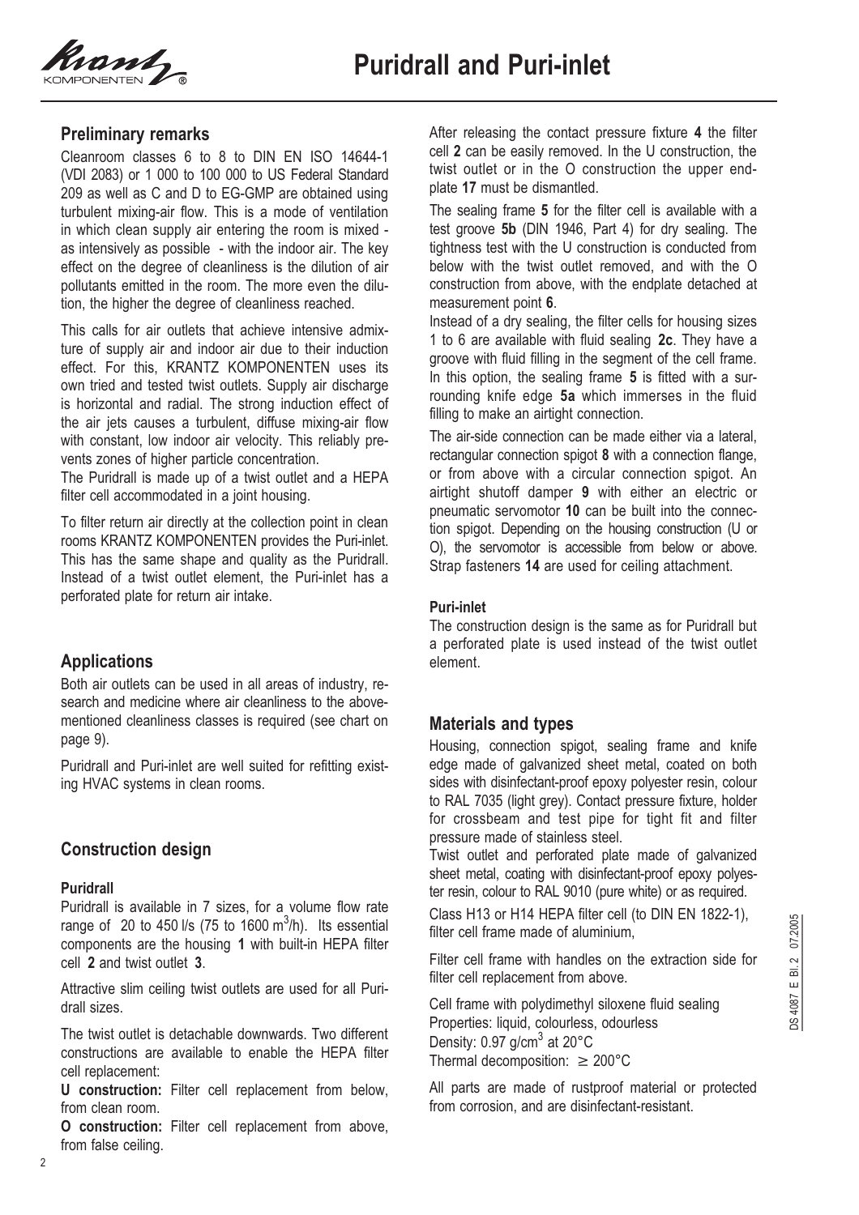# Puridrall and Puri-inlet

## Preliminary remarks

Cleanroom classes 6 to 8 to DIN EN ISO 14644-1 (VDI 2083) or 1 000 to 100 000 to US Federal Standard 209 as well as C and D to EG-GMP are obtained using turbulent mixing-air flow. This is a mode of ventilation in which clean supply air entering the room is mixed - as intensively as possible - with the indoor air. The key effect on the degree of cleanliness is the dilution of air pollutants emitted in the room. The more even the dilution, the higher the degree of cleanliness reached.

This calls for air outlets that achieve intensive admixture of supply air and indoor air due to their induction effect. For this, KRANTZ KOMPONENTEN uses its own tried and tested twist outlets. Supply air discharge is horizontal and radial. The strong induction effect of the air jets causes a turbulent, diffuse mixing-air flow with constant, low indoor air velocity. This reliably prevents zones of higher particle concentration.

The Puridrall is made up of a twist outlet and a HEPA filter cell accommodated in a joint housing.

To filter return air directly at the collection point in clean rooms KRANTZ KOMPONENTEN provides the Puri-inlet. This has the same shape and quality as the Puridrall. Instead of a twist outlet element, the Puri-inlet has a perforated plate for return air intake.

## Applications

Both air outlets can be used in all areas of industry, research and medicine where air cleanliness to the above-mentioned cleanliness classes is required (see chart on page 9).

Puridrall and Puri-inlet are well suited for refitting existing HVAC systems in clean rooms.

## Construction design

#### Puridrall

Puridrall is available in 7 sizes, for a volume flow rate range of 20 to 450 l/s (75 to 1600 $m^3$/h). Its essential components are the housing **1** with built-in HEPA filter cell **2** and twist outlet **3**.

Attractive slim ceiling twist outlets are used for all Puridrall sizes.

The twist outlet is detachable downwards. Two different constructions are available to enable the HEPA filter cell replacement:

**U construction:** Filter cell replacement from below, from clean room.

**O construction:** Filter cell replacement from above, from false ceiling.

After releasing the contact pressure fixture **4** the filter cell **2** can be easily removed. In the U construction, the twist outlet or in the O construction the upper endplate **17** must be dismantled.

The sealing frame **5** for the filter cell is available with a test groove **5b** (DIN 1946, Part 4) for dry sealing. The tightness test with the U construction is conducted from below with the twist outlet removed, and with the O construction from above, with the endplate detached at measurement point **6**.

Instead of a dry sealing, the filter cells for housing sizes 1 to 6 are available with fluid sealing **2c**. They have a groove with fluid filling in the segment of the cell frame. In this option, the sealing frame **5** is fitted with a surrounding knife edge **5a** which immerses in the fluid filling to make an airtight connection.

The air-side connection can be made either via a lateral, rectangular connection spigot **8** with a connection flange, or from above with a circular connection spigot. An airtight shutoff damper **9** with either an electric or pneumatic servomotor **10** can be built into the connection spigot. Depending on the housing construction (U or O), the servomotor is accessible from below or above. Strap fasteners **14** are used for ceiling attachment.

#### Puri-inlet

The construction design is the same as for Puridrall but a perforated plate is used instead of the twist outlet element.

## Materials and types

Housing, connection spigot, sealing frame and knife edge made of galvanized sheet metal, coated on both sides with disinfectant-proof epoxy polyester resin, colour to RAL 7035 (light grey). Contact pressure fixture, holder for crossbeam and test pipe for tight fit and filter pressure made of stainless steel.

Twist outlet and perforated plate made of galvanized sheet metal, coating with disinfectant-proof epoxy polyester resin, colour to RAL 9010 (pure white) or as required.

Class H13 or H14 HEPA filter cell (to DIN EN 1822-1), filter cell frame made of aluminium,

Filter cell frame with handles on the extraction side for filter cell replacement from above.

Cell frame with polydimethyl siloxene fluid sealing
Properties: liquid, colourless, odourless
Density: 0.97 g/$cm^3$ at 20°C
Thermal decomposition: $\geq$ 200°C

All parts are made of rustproof material or protected from corrosion, and are disinfectant-resistant.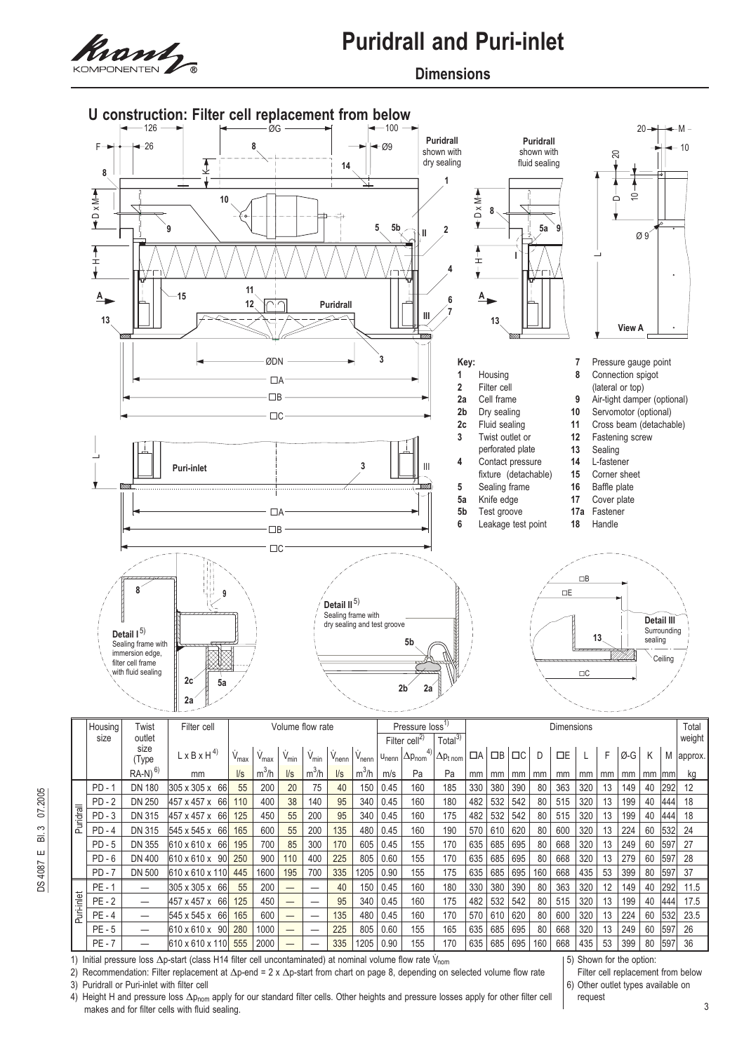# Puridrall and Puri-inlet

## Dimensions

### U construction: Filter cell replacement from below

**Key:**

- **1** Housing
- **2** Filter cell
- **2a** Cell frame
- **2b** Dry sealing
- **2c** Fluid sealing
- **3** Twist outlet or perforated plate
- **4** Contact pressure fixture (detachable)
- **5** Sealing frame
- **5a** Knife edge
- **5b** Test groove
- **6** Leakage test point
- **7** Pressure gauge point
- **8** Connection spigot (lateral or top)
- **9** Air-tight damper (optional)
- **10** Servomotor (optional)
- **11** Cross beam (detachable)
- **12** Fastening screw
- **13** Sealing
- **14** L-fastener
- **15** Corner sheet
- **16** Baffle plate
- **17** Cover plate
- **17a** Fastener
- **18** Handle

Detail I[5]: Sealing frame with immersion edge, filter cell frame with fluid sealing

Detail II[5]: Sealing frame with dry sealing and test groove

Detail III: Surrounding sealing

| | Housing size | Twist outlet size (Type RA-N)[6] | Filter cell L x B x H[4] | $\dot{V}_{max}$ | $\dot{V}_{max}$ | $\dot{V}_{min}$ | $\dot{V}_{min}$ | $\dot{V}_{nenn}$ | $\dot{V}_{nenn}$ | $u_{nenn}$ | Filter cell[2] $\Delta p_{nom}$[4] | Total[3] $\Delta p_{t\,nom}$ | □A | □B | □C | D | □E | L | F | Ø-G | K | M | Total weight approx. |
|---|---|---|---|---|---|---|---|---|---|---|---|---|---|---|---|---|---|---|---|---|---|---|---|
| | | | mm | l/s | m³/h | l/s | m³/h | l/s | m³/h | m/s | Pa | Pa | mm | mm | mm | mm | mm | mm | mm | mm | mm | mm | kg |
| Puridrall | PD - 1 | DN 180 | 305 x 305 x 66 | 55 | 200 | 20 | 75 | 40 | 150 | 0.45 | 160 | 185 | 330 | 380 | 390 | 80 | 363 | 320 | 13 | 149 | 40 | 292 | 12 |
| | PD - 2 | DN 250 | 457 x 457 x 66 | 110 | 400 | 38 | 140 | 95 | 340 | 0.45 | 160 | 180 | 482 | 532 | 542 | 80 | 515 | 320 | 13 | 199 | 40 | 444 | 18 |
| | PD - 3 | DN 315 | 457 x 457 x 66 | 125 | 450 | 55 | 200 | 95 | 340 | 0.45 | 160 | 175 | 482 | 532 | 542 | 80 | 515 | 320 | 13 | 199 | 40 | 444 | 18 |
| | PD - 4 | DN 315 | 545 x 545 x 66 | 165 | 600 | 55 | 200 | 135 | 480 | 0.45 | 160 | 190 | 570 | 610 | 620 | 80 | 600 | 320 | 13 | 224 | 60 | 532 | 24 |
| | PD - 5 | DN 355 | 610 x 610 x 66 | 195 | 700 | 85 | 300 | 170 | 605 | 0.45 | 155 | 170 | 635 | 685 | 695 | 80 | 668 | 320 | 13 | 249 | 60 | 597 | 27 |
| | PD - 6 | DN 400 | 610 x 610 x 90 | 250 | 900 | 110 | 400 | 225 | 805 | 0.60 | 155 | 170 | 635 | 685 | 695 | 80 | 668 | 320 | 13 | 279 | 60 | 597 | 28 |
| | PD - 7 | DN 500 | 610 x 610 x 110 | 445 | 1600 | 195 | 700 | 335 | 1205 | 0.90 | 155 | 175 | 635 | 685 | 695 | 160 | 668 | 435 | 53 | 399 | 80 | 597 | 37 |
| Puri-inlet | PE - 1 | — | 305 x 305 x 66 | 55 | 200 | — | — | 40 | 150 | 0.45 | 160 | 180 | 330 | 380 | 390 | 80 | 363 | 320 | 12 | 149 | 40 | 292 | 11.5 |
| | PE - 2 | — | 457 x 457 x 66 | 125 | 450 | — | — | 95 | 340 | 0.45 | 160 | 175 | 482 | 532 | 542 | 80 | 515 | 320 | 13 | 199 | 40 | 444 | 17.5 |
| | PE - 4 | — | 545 x 545 x 66 | 165 | 600 | — | — | 135 | 480 | 0.45 | 160 | 170 | 570 | 610 | 620 | 80 | 600 | 320 | 13 | 224 | 60 | 532 | 23.5 |
| | PE - 5 | — | 610 x 610 x 90 | 280 | 1000 | — | — | 225 | 805 | 0.60 | 155 | 165 | 635 | 685 | 695 | 80 | 668 | 320 | 13 | 249 | 60 | 597 | 26 |
| | PE - 7 | — | 610 x 610 x 110 | 555 | 2000 | — | — | 335 | 1205 | 0.90 | 155 | 170 | 635 | 685 | 695 | 160 | 668 | 435 | 53 | 399 | 80 | 597 | 36 |

1) Initial pressure loss $\Delta p$-start (class H14 filter cell uncontaminated) at nominal volume flow rate $\dot{V}_{nom}$

2) Recommendation: Filter replacement at $\Delta p$-end = 2 x $\Delta p$-start from chart on page 8, depending on selected volume flow rate

3) Puridrall or Puri-inlet with filter cell

4) Height H and pressure loss $\Delta p_{nom}$ apply for our standard filter cells. Other heights and pressure losses apply for other filter cell makes and for filter cells with fluid sealing.

5) Shown for the option: Filter cell replacement from below

6) Other outlet types available on request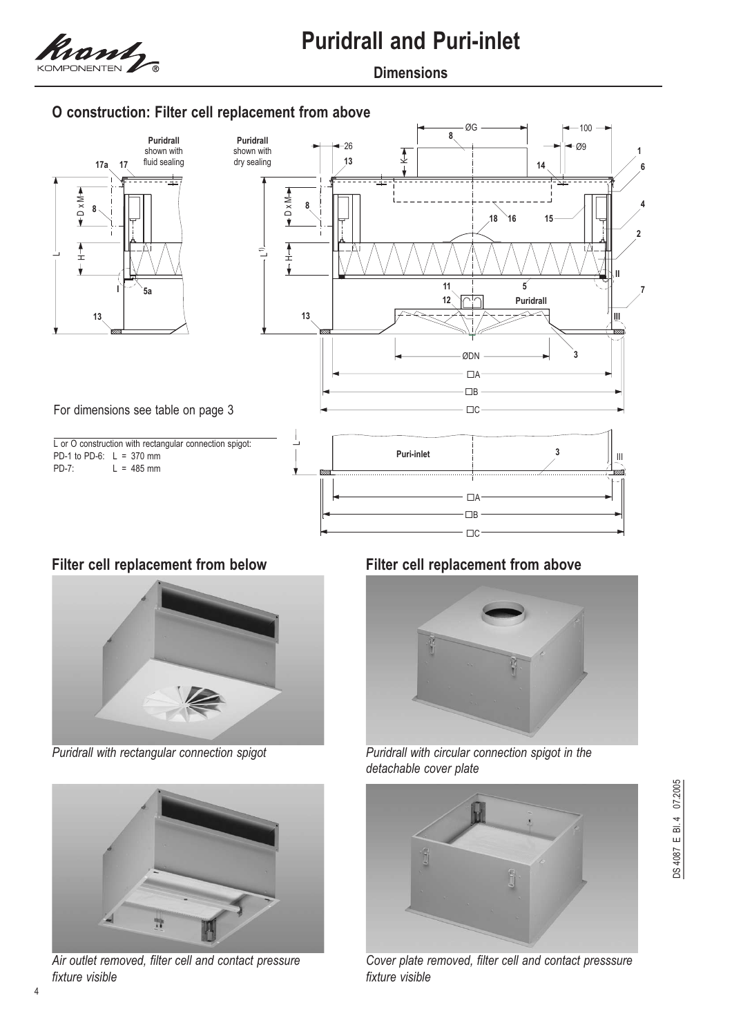# Puridrall and Puri-inlet

## Dimensions

### O construction: Filter cell replacement from above

For dimensions see table on page 3

L or O construction with rectangular connection spigot:
PD-1 to PD-6: L = 370 mm
PD-7: L = 485 mm

### Filter cell replacement from below

*Puridrall with rectangular connection spigot*

*Air outlet removed, filter cell and contact pressure fixture visible*

### Filter cell replacement from above

*Puridrall with circular connection spigot in the detachable cover plate*

*Cover plate removed, filter cell and contact presssure fixture visible*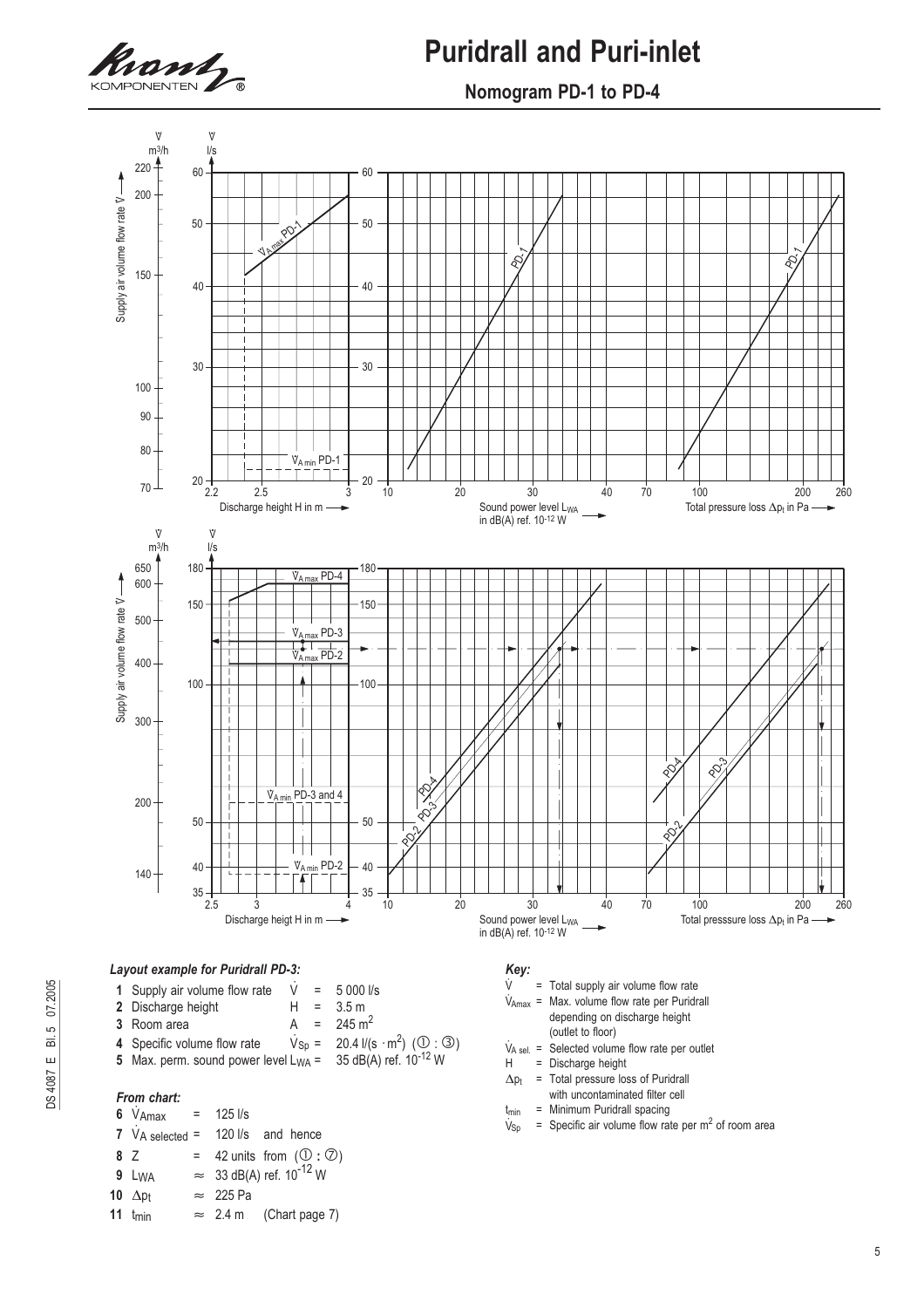# Puridrall and Puri-inlet

## Nomogram PD-1 to PD-4

*Layout example for Puridrall PD-3:*

1. Supply air volume flow rate $\dot{V}$ = 5 000 l/s
2. Discharge height H = 3.5 m
3. Room area A = 245 $m^2$
4. Specific volume flow rate $\dot{V}_{Sp}$ = 20.4 l/(s · $m^2$) (① : ③)
5. Max. perm. sound power level $L_{WA}$ = 35 dB(A) ref. $10^{-12}$ W

*From chart:*

6. $\dot{V}_{Amax}$ = 125 l/s
7. $\dot{V}_{A\ selected}$ = 120 l/s and hence
8. Z = 42 units from (① : ⑦)
9. $L_{WA}$ ≈ 33 dB(A) ref. $10^{-12}$ W
10. $\Delta p_t$ ≈ 225 Pa
11. $t_{min}$ ≈ 2.4 m (Chart page 7)

*Key:*

- $\dot{V}$ = Total supply air volume flow rate
- $\dot{V}_{Amax}$ = Max. volume flow rate per Puridrall depending on discharge height (outlet to floor)
- $\dot{V}_{A\ sel.}$ = Selected volume flow rate per outlet
- H = Discharge height
- $\Delta p_t$ = Total pressure loss of Puridrall with uncontaminated filter cell
- $t_{min}$ = Minimum Puridrall spacing
- $\dot{V}_{Sp}$ = Specific air volume flow rate per $m^2$ of room area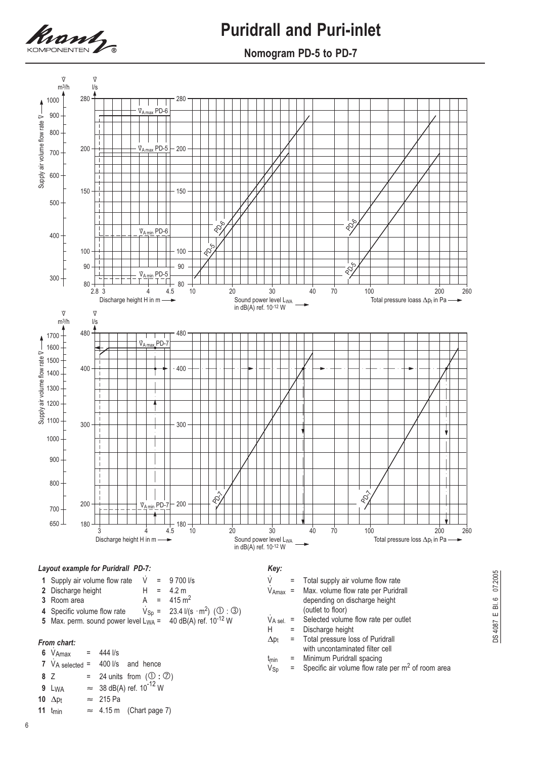# Puridrall and Puri-inlet

## Nomogram PD-5 to PD-7

### *Layout example for Puridrall PD-7:*

1. Supply air volume flow rate $\dot{V}$ = 9 700 l/s
2. Discharge height H = 4.2 m
3. Room area A = 415 $m^2$
4. Specific volume flow rate $\dot{V}_{Sp}$ = 23.4 l/(s · $m^2$) (① : ③)
5. Max. perm. sound power level $L_{WA}$ = 40 dB(A) ref. $10^{-12}$ W

### *From chart:*

6. $\dot{V}_{Amax}$ = 444 l/s
7. $\dot{V}_{A\ selected}$ = 400 l/s and hence
8. Z = 24 units from (① : ⑦)
9. $L_{WA}$ ≈ 38 dB(A) ref. $10^{-12}$ W
10. $\Delta p_t$ ≈ 215 Pa
11. $t_{min}$ ≈ 4.15 m (Chart page 7)

### *Key:*

- $\dot{V}$ = Total supply air volume flow rate
- $\dot{V}_{Amax}$ = Max. volume flow rate per Puridrall depending on discharge height (outlet to floor)
- $\dot{V}_{A\ sel.}$ = Selected volume flow rate per outlet
- H = Discharge height
- $\Delta p_t$ = Total pressure loss of Puridrall with uncontaminated filter cell
- $t_{min}$ = Minimum Puridrall spacing
- $\dot{V}_{Sp}$ = Specific air volume flow rate per $m^2$ of room area

DS 4087 E Bl. 6 07.2005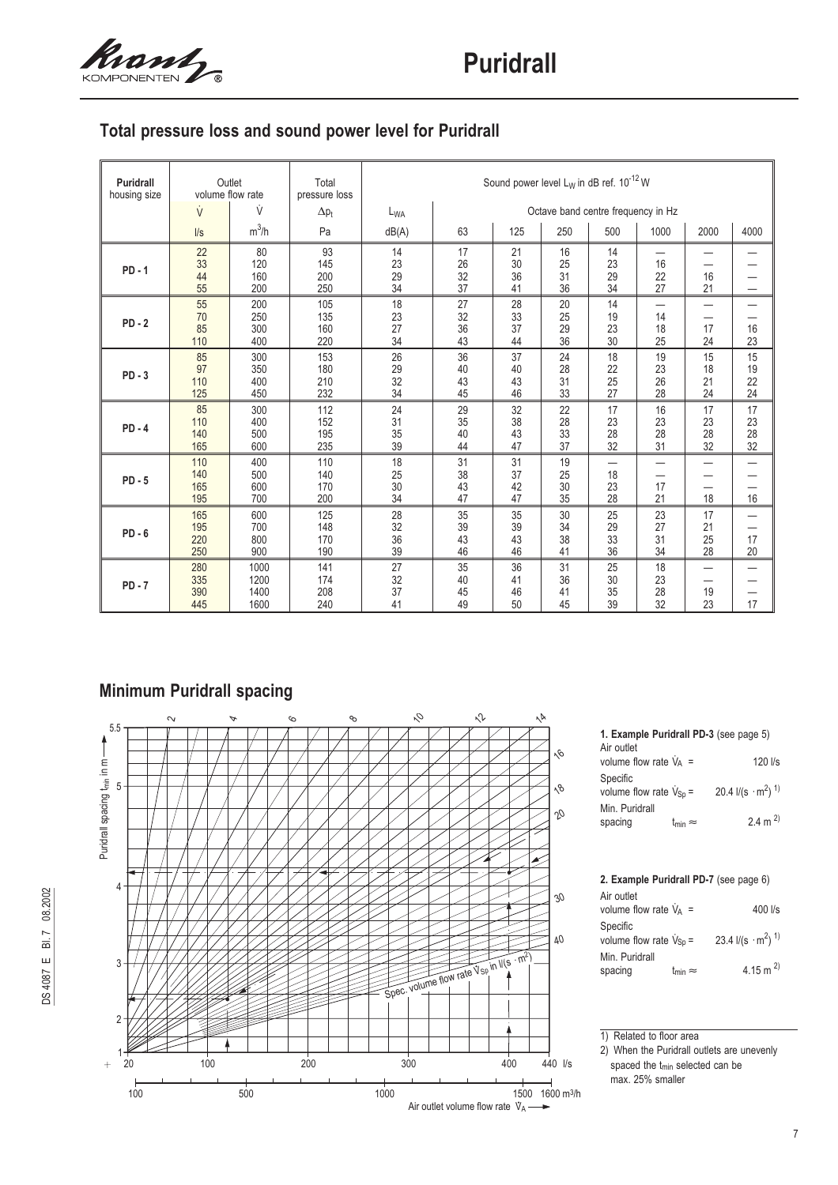# Puridrall

## Total pressure loss and sound power level for Puridrall

| Puridrall housing size | Outlet volume flow rate | | Total pressure loss | Sound power level $L_W$ in dB ref. $10^{-12}$ W | | | | | | | |
|---|---|---|---|---|---|---|---|---|---|---|---|
| | $\dot{V}$ | $\dot{V}$ | $\Delta p_t$ | $L_{WA}$ | Octave band centre frequency in Hz | | | | | | |
| | l/s | $m^3/h$ | Pa | dB(A) | 63 | 125 | 250 | 500 | 1000 | 2000 | 4000 |
| PD - 1 | 22 | 80 | 93 | 14 | 17 | 21 | 16 | 14 | — | — | — |
| | 33 | 120 | 145 | 23 | 26 | 30 | 25 | 23 | 16 | — | — |
| | 44 | 160 | 200 | 29 | 32 | 36 | 31 | 29 | 22 | 16 | — |
| | 55 | 200 | 250 | 34 | 37 | 41 | 36 | 34 | 27 | 21 | — |
| PD - 2 | 55 | 200 | 105 | 18 | 27 | 28 | 20 | 14 | — | — | — |
| | 70 | 250 | 135 | 23 | 32 | 33 | 25 | 19 | 14 | — | — |
| | 85 | 300 | 160 | 27 | 36 | 37 | 29 | 23 | 18 | 17 | 16 |
| | 110 | 400 | 220 | 34 | 43 | 44 | 36 | 30 | 25 | 24 | 23 |
| PD - 3 | 85 | 300 | 153 | 26 | 36 | 37 | 24 | 18 | 19 | 15 | 15 |
| | 97 | 350 | 180 | 29 | 40 | 40 | 28 | 22 | 23 | 18 | 19 |
| | 110 | 400 | 210 | 32 | 43 | 43 | 31 | 25 | 26 | 21 | 22 |
| | 125 | 450 | 232 | 34 | 45 | 46 | 33 | 27 | 28 | 24 | 24 |
| PD - 4 | 85 | 300 | 112 | 24 | 29 | 32 | 22 | 17 | 16 | 17 | 17 |
| | 110 | 400 | 152 | 31 | 35 | 38 | 28 | 23 | 23 | 23 | 23 |
| | 140 | 500 | 195 | 35 | 40 | 43 | 33 | 28 | 28 | 28 | 28 |
| | 165 | 600 | 235 | 39 | 44 | 47 | 37 | 32 | 31 | 32 | 32 |
| PD - 5 | 110 | 400 | 110 | 18 | 31 | 31 | 19 | — | — | — | — |
| | 140 | 500 | 140 | 25 | 38 | 37 | 25 | 18 | — | — | — |
| | 165 | 600 | 170 | 30 | 43 | 42 | 30 | 23 | 17 | — | — |
| | 195 | 700 | 200 | 34 | 47 | 47 | 35 | 28 | 21 | 18 | 16 |
| PD - 6 | 165 | 600 | 125 | 28 | 35 | 35 | 30 | 25 | 23 | 17 | — |
| | 195 | 700 | 148 | 32 | 39 | 39 | 34 | 29 | 27 | 21 | — |
| | 220 | 800 | 170 | 36 | 43 | 43 | 38 | 33 | 31 | 25 | 17 |
| | 250 | 900 | 190 | 39 | 46 | 46 | 41 | 36 | 34 | 28 | 20 |
| PD - 7 | 280 | 1000 | 141 | 27 | 35 | 36 | 31 | 25 | 18 | — | — |
| | 335 | 1200 | 174 | 32 | 40 | 41 | 36 | 30 | 23 | — | — |
| | 390 | 1400 | 208 | 37 | 45 | 46 | 41 | 35 | 28 | 19 | — |
| | 445 | 1600 | 240 | 41 | 49 | 50 | 45 | 39 | 32 | 23 | 17 |

## Minimum Puridrall spacing

**1. Example Puridrall PD-3** (see page 5)

Air outlet volume flow rate $\dot{V}_A$ = 120 l/s

Specific volume flow rate $\dot{V}_{Sp}$ = 20.4 $l/(s \cdot m^2)$ [1]

Min. Puridrall spacing $t_{min} \approx$ 2.4 m [2]

**2. Example Puridrall PD-7** (see page 6)

Air outlet volume flow rate $\dot{V}_A$ = 400 l/s

Specific volume flow rate $\dot{V}_{Sp}$ = 23.4 $l/(s \cdot m^2)$ [1]

Min. Puridrall spacing $t_{min} \approx$ 4.15 m [2]

1) Related to floor area

2) When the Puridrall outlets are unevenly spaced the $t_{min}$ selected can be max. 25% smaller

DS 4087 E Bl. 7 08.2002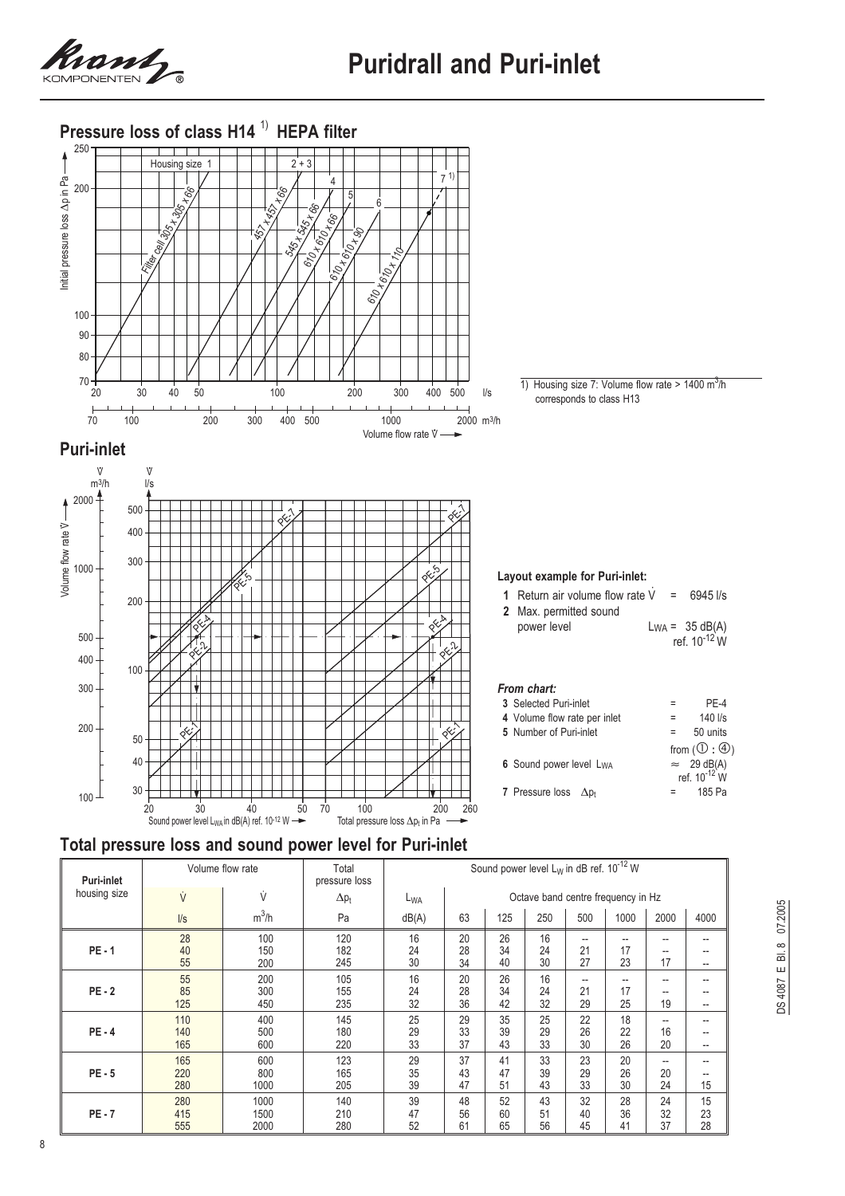# Puridrall and Puri-inlet

## Pressure loss of class H14 [1] HEPA filter

Housing size 1, 2 + 3, 4, 5, 6, 7 [1)]

Filter cell 305 x 305 x 66, 457 x 457 x 66, 545 x 545 x 66, 610 x 610 x 66, 610 x 610 x 90, 610 x 610 x 110

Initial pressure loss Δp in Pa

Volume flow rate $\dot{V}$ (l/s; m³/h)

1) Housing size 7: Volume flow rate > 1400 m³/h corresponds to class H13

## Puri-inlet

Volume flow rate $\dot{V}$ (m³/h; l/s)

Sound power level $L_{WA}$ in dB(A) ref. $10^{-12}$ W

Total pressure loss $\Delta p_t$ in Pa

PE-1, PE-2, PE-4, PE-5, PE-7

**Layout example for Puri-inlet:**

**1** Return air volume flow rate $\dot{V}$ = 6945 l/s

**2** Max. permitted sound power level $L_{WA}$ = 35 dB(A) ref. $10^{-12}$ W

***From chart:***

| | | |
|---|---|---|
| **3** Selected Puri-inlet | = | PE-4 |
| **4** Volume flow rate per inlet | = | 140 l/s |
| **5** Number of Puri-inlet | = | 50 units from (① : ④) |
| **6** Sound power level $L_{WA}$ | ≈ | 29 dB(A) ref. $10^{-12}$ W |
| **7** Pressure loss $\Delta p_t$ | = | 185 Pa |

## Total pressure loss and sound power level for Puri-inlet

| Puri-inlet housing size | Volume flow rate | | Total pressure loss | Sound power level $L_W$ in dB ref. $10^{-12}$ W | | | | | | | |
|---|---|---|---|---|---|---|---|---|---|---|---|
| | $\dot{V}$ | $\dot{V}$ | $\Delta p_t$ | $L_{WA}$ | Octave band centre frequency in Hz | | | | | | |
| | l/s | m³/h | Pa | dB(A) | 63 | 125 | 250 | 500 | 1000 | 2000 | 4000 |
| **PE - 1** | 28 | 100 | 120 | 16 | 20 | 26 | 16 | -- | -- | -- | -- |
| | 40 | 150 | 182 | 24 | 28 | 34 | 24 | 21 | 17 | -- | -- |
| | 55 | 200 | 245 | 30 | 34 | 40 | 30 | 27 | 23 | 17 | -- |
| **PE - 2** | 55 | 200 | 105 | 16 | 20 | 26 | 16 | -- | -- | -- | -- |
| | 85 | 300 | 155 | 24 | 28 | 34 | 24 | 21 | 17 | -- | -- |
| | 125 | 450 | 235 | 32 | 36 | 42 | 32 | 29 | 25 | 19 | -- |
| **PE - 4** | 110 | 400 | 145 | 25 | 29 | 35 | 25 | 22 | 18 | -- | -- |
| | 140 | 500 | 180 | 29 | 33 | 39 | 29 | 26 | 22 | 16 | -- |
| | 165 | 600 | 220 | 33 | 37 | 43 | 33 | 30 | 26 | 20 | -- |
| **PE - 5** | 165 | 600 | 123 | 29 | 37 | 41 | 33 | 23 | 20 | -- | -- |
| | 220 | 800 | 165 | 35 | 43 | 47 | 39 | 29 | 26 | 20 | -- |
| | 280 | 1000 | 205 | 39 | 47 | 51 | 43 | 33 | 30 | 24 | 15 |
| **PE - 7** | 280 | 1000 | 140 | 39 | 48 | 52 | 43 | 32 | 28 | 24 | 15 |
| | 415 | 1500 | 210 | 47 | 56 | 60 | 51 | 40 | 36 | 32 | 23 |
| | 555 | 2000 | 280 | 52 | 61 | 65 | 56 | 45 | 41 | 37 | 28 |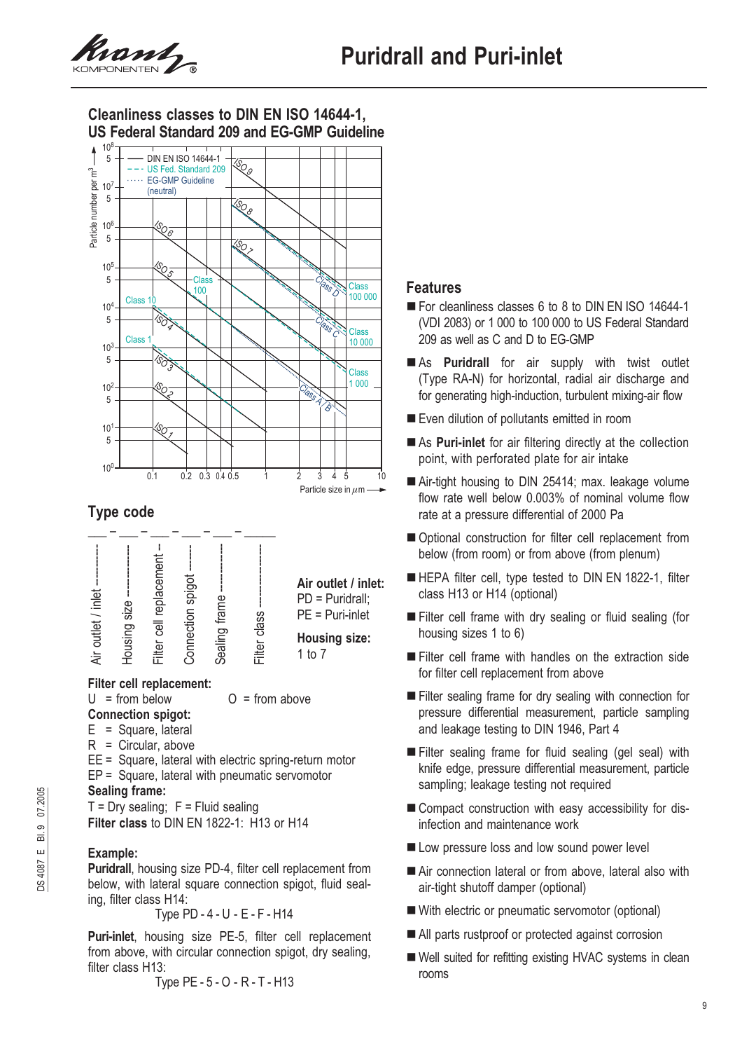# Puridrall and Puri-inlet

## Cleanliness classes to DIN EN ISO 14644-1, US Federal Standard 209 and EG-GMP Guideline

## Type code

___ – ___ – ___ – ___ – ___ – _____

Air outlet / inlet — Housing size — Filter cell replacement — Connection spigot — Sealing frame — Filter class

**Air outlet / inlet:**
PD = Puridrall;
PE = Puri-inlet

**Housing size:**
1 to 7

**Filter cell replacement:**
U = from below O = from above

**Connection spigot:**
E = Square, lateral
R = Circular, above
EE = Square, lateral with electric spring-return motor
EP = Square, lateral with pneumatic servomotor

**Sealing frame:**
T = Dry sealing; F = Fluid sealing

**Filter class** to DIN EN 1822-1: H13 or H14

**Example:**
**Puridrall**, housing size PD-4, filter cell replacement from below, with lateral square connection spigot, fluid sealing, filter class H14:
Type PD - 4 - U - E - F - H14

**Puri-inlet**, housing size PE-5, filter cell replacement from above, with circular connection spigot, dry sealing, filter class H13:
Type PE - 5 - O - R - T - H13

## Features

- For cleanliness classes 6 to 8 to DIN EN ISO 14644-1 (VDI 2083) or 1 000 to 100 000 to US Federal Standard 209 as well as C and D to EG-GMP
- As **Puridrall** for air supply with twist outlet (Type RA-N) for horizontal, radial air discharge and for generating high-induction, turbulent mixing-air flow
- Even dilution of pollutants emitted in room
- As **Puri-inlet** for air filtering directly at the collection point, with perforated plate for air intake
- Air-tight housing to DIN 25414; max. leakage volume flow rate well below 0.003% of nominal volume flow rate at a pressure differential of 2000 Pa
- Optional construction for filter cell replacement from below (from room) or from above (from plenum)
- HEPA filter cell, type tested to DIN EN 1822-1, filter class H13 or H14 (optional)
- Filter cell frame with dry sealing or fluid sealing (for housing sizes 1 to 6)
- Filter cell frame with handles on the extraction side for filter cell replacement from above
- Filter sealing frame for dry sealing with connection for pressure differential measurement, particle sampling and leakage testing to DIN 1946, Part 4
- Filter sealing frame for fluid sealing (gel seal) with knife edge, pressure differential measurement, particle sampling; leakage testing not required
- Compact construction with easy accessibility for disinfection and maintenance work
- Low pressure loss and low sound power level
- Air connection lateral or from above, lateral also with air-tight shutoff damper (optional)
- With electric or pneumatic servomotor (optional)
- All parts rustproof or protected against corrosion
- Well suited for refitting existing HVAC systems in clean rooms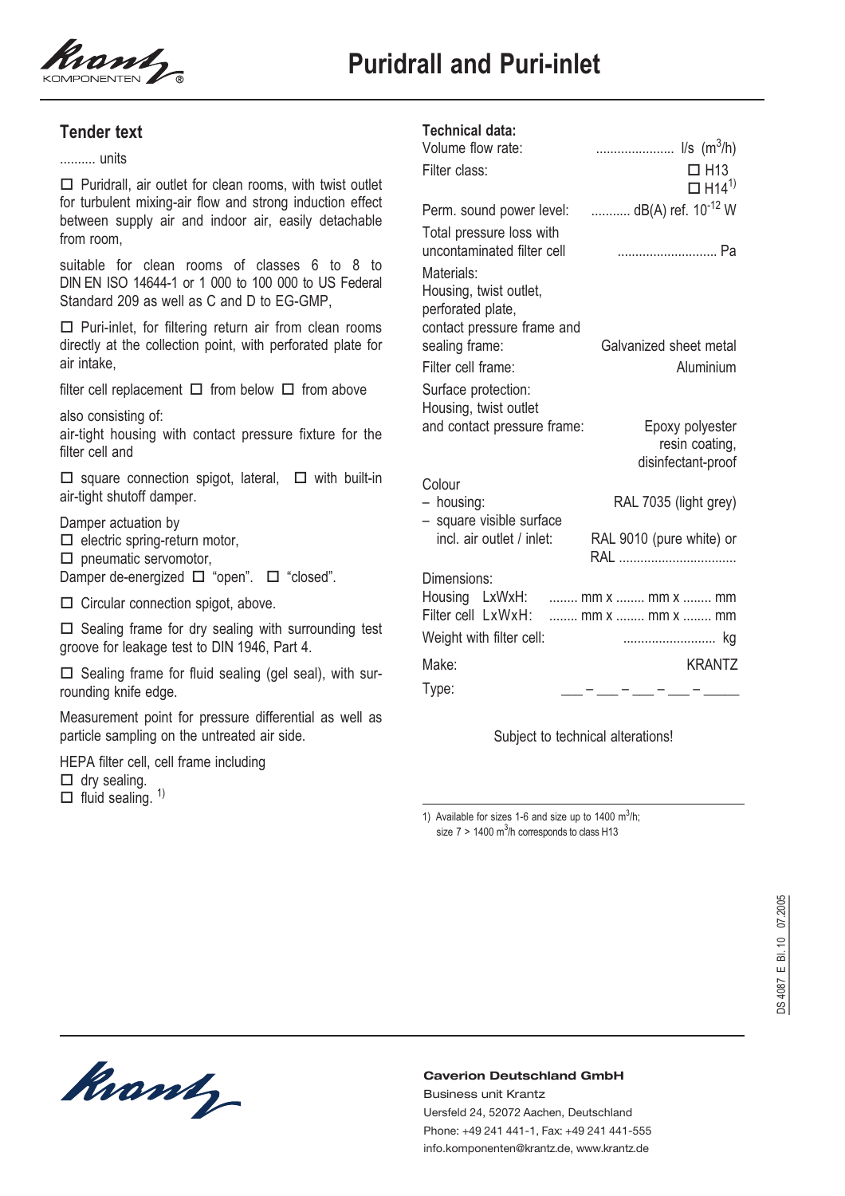# Puridrall and Puri-inlet

## Tender text

.......... units

☐ Puridrall, air outlet for clean rooms, with twist outlet for turbulent mixing-air flow and strong induction effect between supply air and indoor air, easily detachable from room,

suitable for clean rooms of classes 6 to 8 to DIN EN ISO 14644-1 or 1 000 to 100 000 to US Federal Standard 209 as well as C and D to EG-GMP,

☐ Puri-inlet, for filtering return air from clean rooms directly at the collection point, with perforated plate for air intake,

filter cell replacement ☐ from below ☐ from above

also consisting of:
air-tight housing with contact pressure fixture for the filter cell and

☐ square connection spigot, lateral, ☐ with built-in air-tight shutoff damper.

Damper actuation by
☐ electric spring-return motor,
☐ pneumatic servomotor,
Damper de-energized ☐ "open". ☐ "closed".

☐ Circular connection spigot, above.

☐ Sealing frame for dry sealing with surrounding test groove for leakage test to DIN 1946, Part 4.

☐ Sealing frame for fluid sealing (gel seal), with surrounding knife edge.

Measurement point for pressure differential as well as particle sampling on the untreated air side.

HEPA filter cell, cell frame including
☐ dry sealing.
☐ fluid sealing. 1)

**Technical data:**

| | |
|---|---|
| Volume flow rate: | ...................... l/s ($m^3$/h) |
| Filter class: | ☐ H13<br>☐ H14 1) |
| Perm. sound power level: | ........... dB(A) ref. $10^{-12}$ W |
| Total pressure loss with uncontaminated filter cell | ............................ Pa |
| Materials:<br>Housing, twist outlet, perforated plate, contact pressure frame and sealing frame: | Galvanized sheet metal |
| Filter cell frame: | Aluminium |
| Surface protection:<br>Housing, twist outlet and contact pressure frame: | Epoxy polyester resin coating, disinfectant-proof |
| Colour<br>– housing: | RAL 7035 (light grey) |
| – square visible surface incl. air outlet / inlet: | RAL 9010 (pure white) or RAL ................................. |
| Dimensions:<br>Housing LxWxH: | ........ mm x ........ mm x ........ mm |
| Filter cell LxWxH: | ........ mm x ........ mm x ........ mm |
| Weight with filter cell: | .......................... kg |
| Make: | KRANTZ |
| Type: | ___ – ___ – ___ – ___ – _____ |

Subject to technical alterations!

1) Available for sizes 1-6 and size up to 1400 $m^3$/h; size 7 > 1400 $m^3$/h corresponds to class H13

DS 4087 E Bl. 10 07.2005

**Caverion Deutschland GmbH**
Business unit Krantz
Uersfeld 24, 52072 Aachen, Deutschland
Phone: +49 241 441-1, Fax: +49 241 441-555
info.komponenten@krantz.de, www.krantz.de